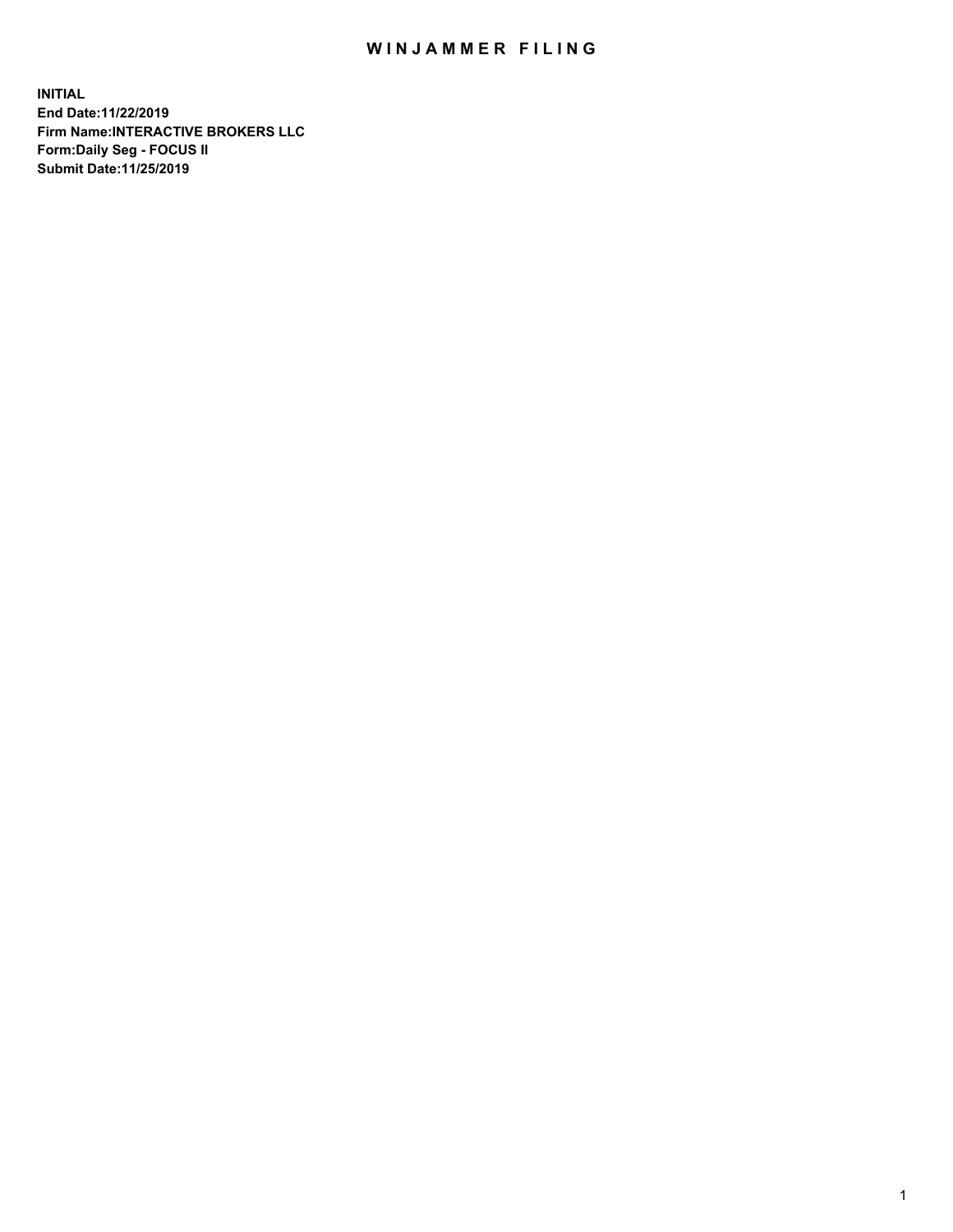# WINJAMMER FILING

**INITIAL**
**End Date:11/22/2019**
**Firm Name:INTERACTIVE BROKERS LLC**
**Form:Daily Seg - FOCUS II**
**Submit Date:11/25/2019**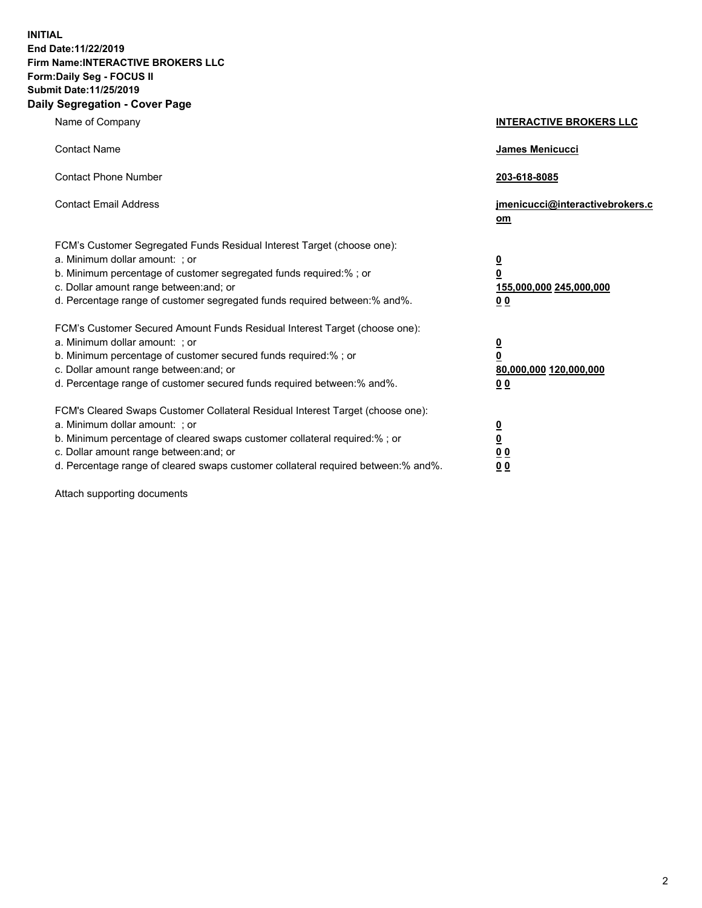**INITIAL**
**End Date:11/22/2019**
**Firm Name:INTERACTIVE BROKERS LLC**
**Form:Daily Seg - FOCUS II**
**Submit Date:11/25/2019**
**Daily Segregation - Cover Page**

| | |
|---|---|
| Name of Company | **INTERACTIVE BROKERS LLC** |
| Contact Name | **James Menicucci** |
| Contact Phone Number | **203-618-8085** |
| Contact Email Address | **jmenicucci@interactivebrokers.com** |

FCM's Customer Segregated Funds Residual Interest Target (choose one):

| | |
|---|---|
| a. Minimum dollar amount: ; or | **0** |
| b. Minimum percentage of customer segregated funds required:% ; or | **0** |
| c. Dollar amount range between:and; or | **155,000,000** **245,000,000** |
| d. Percentage range of customer segregated funds required between:% and%. | **0** **0** |

FCM's Customer Secured Amount Funds Residual Interest Target (choose one):

| | |
|---|---|
| a. Minimum dollar amount: ; or | **0** |
| b. Minimum percentage of customer secured funds required:% ; or | **0** |
| c. Dollar amount range between:and; or | **80,000,000** **120,000,000** |
| d. Percentage range of customer secured funds required between:% and%. | **0** **0** |

FCM's Cleared Swaps Customer Collateral Residual Interest Target (choose one):

| | |
|---|---|
| a. Minimum dollar amount: ; or | **0** |
| b. Minimum percentage of cleared swaps customer collateral required:% ; or | **0** |
| c. Dollar amount range between:and; or | **0** **0** |
| d. Percentage range of cleared swaps customer collateral required between:% and%. | **0** **0** |

Attach supporting documents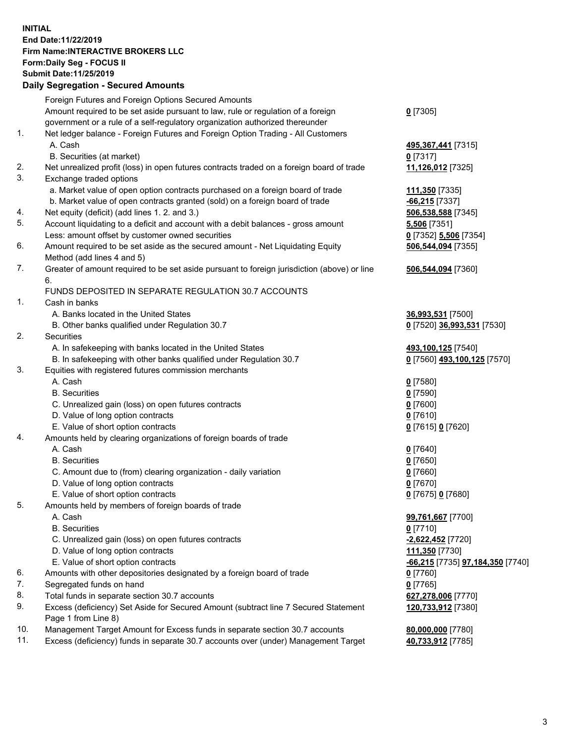**INITIAL**
**End Date:11/22/2019**
**Firm Name:INTERACTIVE BROKERS LLC**
**Form:Daily Seg - FOCUS II**
**Submit Date:11/25/2019**

**Daily Segregation - Secured Amounts**

| | | |
|---|---|---|
| | Foreign Futures and Foreign Options Secured Amounts | |
| | Amount required to be set aside pursuant to law, rule or regulation of a foreign government or a rule of a self-regulatory organization authorized thereunder | **0** [7305] |
| 1. | Net ledger balance - Foreign Futures and Foreign Option Trading - All Customers | |
| | A. Cash | **495,367,441** [7315] |
| | B. Securities (at market) | **0** [7317] |
| 2. | Net unrealized profit (loss) in open futures contracts traded on a foreign board of trade | **11,126,012** [7325] |
| 3. | Exchange traded options | |
| | a. Market value of open option contracts purchased on a foreign board of trade | **111,350** [7335] |
| | b. Market value of open contracts granted (sold) on a foreign board of trade | **-66,215** [7337] |
| 4. | Net equity (deficit) (add lines 1. 2. and 3.) | **506,538,588** [7345] |
| 5. | Account liquidating to a deficit and account with a debit balances - gross amount | **5,506** [7351] |
| | Less: amount offset by customer owned securities | **0** [7352] **5,506** [7354] |
| 6. | Amount required to be set aside as the secured amount - Net Liquidating Equity Method (add lines 4 and 5) | **506,544,094** [7355] |
| 7. | Greater of amount required to be set aside pursuant to foreign jurisdiction (above) or line 6. | **506,544,094** [7360] |
| | FUNDS DEPOSITED IN SEPARATE REGULATION 30.7 ACCOUNTS | |
| 1. | Cash in banks | |
| | A. Banks located in the United States | **36,993,531** [7500] |
| | B. Other banks qualified under Regulation 30.7 | **0** [7520] **36,993,531** [7530] |
| 2. | Securities | |
| | A. In safekeeping with banks located in the United States | **493,100,125** [7540] |
| | B. In safekeeping with other banks qualified under Regulation 30.7 | **0** [7560] **493,100,125** [7570] |
| 3. | Equities with registered futures commission merchants | |
| | A. Cash | **0** [7580] |
| | B. Securities | **0** [7590] |
| | C. Unrealized gain (loss) on open futures contracts | **0** [7600] |
| | D. Value of long option contracts | **0** [7610] |
| | E. Value of short option contracts | **0** [7615] **0** [7620] |
| 4. | Amounts held by clearing organizations of foreign boards of trade | |
| | A. Cash | **0** [7640] |
| | B. Securities | **0** [7650] |
| | C. Amount due to (from) clearing organization - daily variation | **0** [7660] |
| | D. Value of long option contracts | **0** [7670] |
| | E. Value of short option contracts | **0** [7675] **0** [7680] |
| 5. | Amounts held by members of foreign boards of trade | |
| | A. Cash | **99,761,667** [7700] |
| | B. Securities | **0** [7710] |
| | C. Unrealized gain (loss) on open futures contracts | **-2,622,452** [7720] |
| | D. Value of long option contracts | **111,350** [7730] |
| | E. Value of short option contracts | **-66,215** [7735] **97,184,350** [7740] |
| 6. | Amounts with other depositories designated by a foreign board of trade | **0** [7760] |
| 7. | Segregated funds on hand | **0** [7765] |
| 8. | Total funds in separate section 30.7 accounts | **627,278,006** [7770] |
| 9. | Excess (deficiency) Set Aside for Secured Amount (subtract line 7 Secured Statement Page 1 from Line 8) | **120,733,912** [7380] |
| 10. | Management Target Amount for Excess funds in separate section 30.7 accounts | **80,000,000** [7780] |
| 11. | Excess (deficiency) funds in separate 30.7 accounts over (under) Management Target | **40,733,912** [7785] |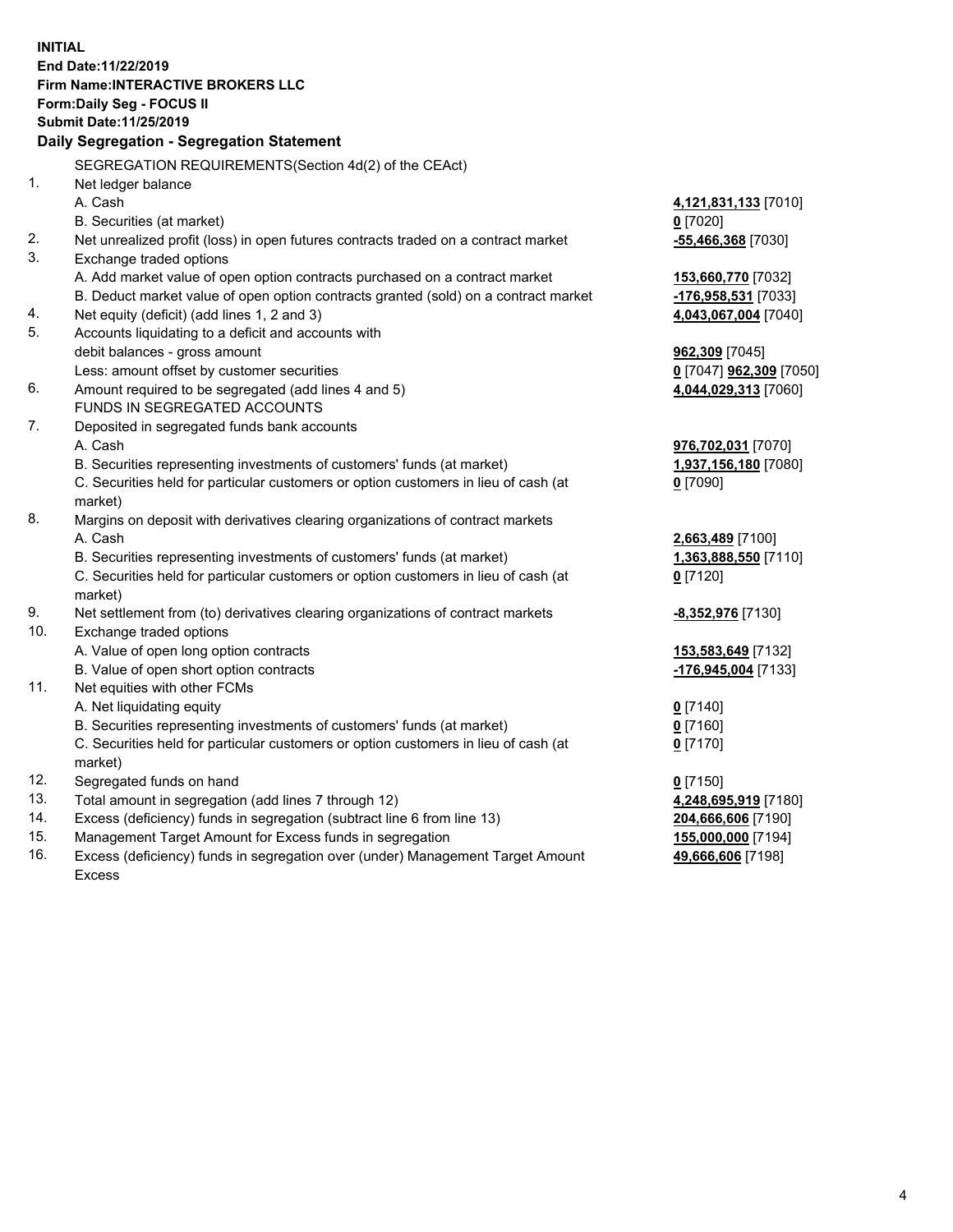**INITIAL**
**End Date:11/22/2019**
**Firm Name:INTERACTIVE BROKERS LLC**
**Form:Daily Seg - FOCUS II**
**Submit Date:11/25/2019**
**Daily Segregation - Segregation Statement**

| | | |
|---|---|---|
| | SEGREGATION REQUIREMENTS(Section 4d(2) of the CEAct) | |
| 1. | Net ledger balance | |
| | A. Cash | **4,121,831,133** [7010] |
| | B. Securities (at market) | **0** [7020] |
| 2. | Net unrealized profit (loss) in open futures contracts traded on a contract market | **-55,466,368** [7030] |
| 3. | Exchange traded options | |
| | A. Add market value of open option contracts purchased on a contract market | **153,660,770** [7032] |
| | B. Deduct market value of open option contracts granted (sold) on a contract market | **-176,958,531** [7033] |
| 4. | Net equity (deficit) (add lines 1, 2 and 3) | **4,043,067,004** [7040] |
| 5. | Accounts liquidating to a deficit and accounts with | |
| | debit balances - gross amount | **962,309** [7045] |
| | Less: amount offset by customer securities | **0** [7047] **962,309** [7050] |
| 6. | Amount required to be segregated (add lines 4 and 5) | **4,044,029,313** [7060] |
| | FUNDS IN SEGREGATED ACCOUNTS | |
| 7. | Deposited in segregated funds bank accounts | |
| | A. Cash | **976,702,031** [7070] |
| | B. Securities representing investments of customers' funds (at market) | **1,937,156,180** [7080] |
| | C. Securities held for particular customers or option customers in lieu of cash (at market) | **0** [7090] |
| 8. | Margins on deposit with derivatives clearing organizations of contract markets | |
| | A. Cash | **2,663,489** [7100] |
| | B. Securities representing investments of customers' funds (at market) | **1,363,888,550** [7110] |
| | C. Securities held for particular customers or option customers in lieu of cash (at market) | **0** [7120] |
| 9. | Net settlement from (to) derivatives clearing organizations of contract markets | **-8,352,976** [7130] |
| 10. | Exchange traded options | |
| | A. Value of open long option contracts | **153,583,649** [7132] |
| | B. Value of open short option contracts | **-176,945,004** [7133] |
| 11. | Net equities with other FCMs | |
| | A. Net liquidating equity | **0** [7140] |
| | B. Securities representing investments of customers' funds (at market) | **0** [7160] |
| | C. Securities held for particular customers or option customers in lieu of cash (at market) | **0** [7170] |
| 12. | Segregated funds on hand | **0** [7150] |
| 13. | Total amount in segregation (add lines 7 through 12) | **4,248,695,919** [7180] |
| 14. | Excess (deficiency) funds in segregation (subtract line 6 from line 13) | **204,666,606** [7190] |
| 15. | Management Target Amount for Excess funds in segregation | **155,000,000** [7194] |
| 16. | Excess (deficiency) funds in segregation over (under) Management Target Amount Excess | **49,666,606** [7198] |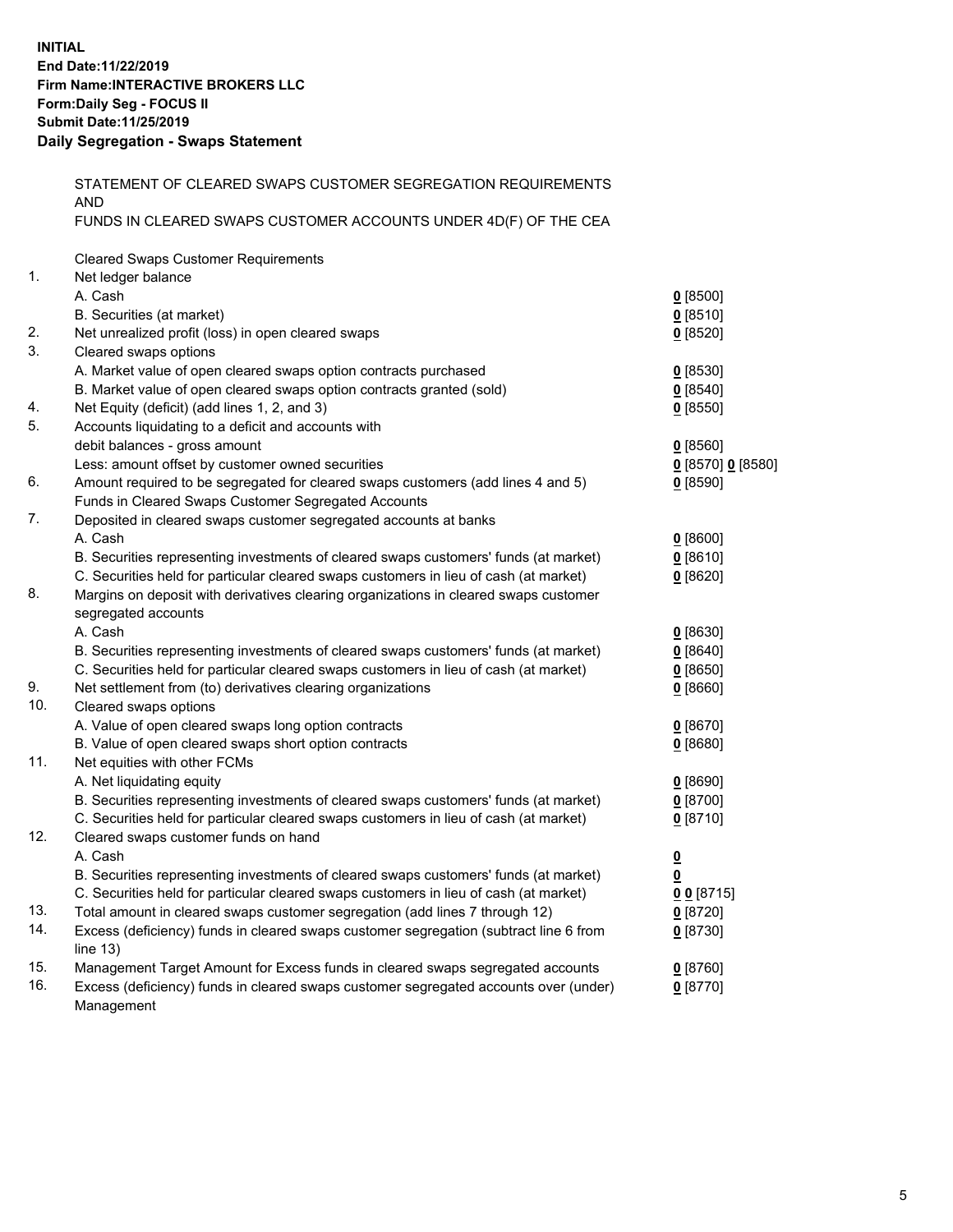**INITIAL**
**End Date:11/22/2019**
**Firm Name:INTERACTIVE BROKERS LLC**
**Form:Daily Seg - FOCUS II**
**Submit Date:11/25/2019**
**Daily Segregation - Swaps Statement**

STATEMENT OF CLEARED SWAPS CUSTOMER SEGREGATION REQUIREMENTS AND FUNDS IN CLEARED SWAPS CUSTOMER ACCOUNTS UNDER 4D(F) OF THE CEA

| | | |
|---|---|---|
| | Cleared Swaps Customer Requirements | |
| 1. | Net ledger balance | |
| | A. Cash | 0 [8500] |
| | B. Securities (at market) | 0 [8510] |
| 2. | Net unrealized profit (loss) in open cleared swaps | 0 [8520] |
| 3. | Cleared swaps options | |
| | A. Market value of open cleared swaps option contracts purchased | 0 [8530] |
| | B. Market value of open cleared swaps option contracts granted (sold) | 0 [8540] |
| 4. | Net Equity (deficit) (add lines 1, 2, and 3) | 0 [8550] |
| 5. | Accounts liquidating to a deficit and accounts with debit balances - gross amount | 0 [8560] |
| | Less: amount offset by customer owned securities | 0 [8570] 0 [8580] |
| 6. | Amount required to be segregated for cleared swaps customers (add lines 4 and 5) | 0 [8590] |
| | Funds in Cleared Swaps Customer Segregated Accounts | |
| 7. | Deposited in cleared swaps customer segregated accounts at banks | |
| | A. Cash | 0 [8600] |
| | B. Securities representing investments of cleared swaps customers' funds (at market) | 0 [8610] |
| | C. Securities held for particular cleared swaps customers in lieu of cash (at market) | 0 [8620] |
| 8. | Margins on deposit with derivatives clearing organizations in cleared swaps customer segregated accounts | |
| | A. Cash | 0 [8630] |
| | B. Securities representing investments of cleared swaps customers' funds (at market) | 0 [8640] |
| | C. Securities held for particular cleared swaps customers in lieu of cash (at market) | 0 [8650] |
| 9. | Net settlement from (to) derivatives clearing organizations | 0 [8660] |
| 10. | Cleared swaps options | |
| | A. Value of open cleared swaps long option contracts | 0 [8670] |
| | B. Value of open cleared swaps short option contracts | 0 [8680] |
| 11. | Net equities with other FCMs | |
| | A. Net liquidating equity | 0 [8690] |
| | B. Securities representing investments of cleared swaps customers' funds (at market) | 0 [8700] |
| | C. Securities held for particular cleared swaps customers in lieu of cash (at market) | 0 [8710] |
| 12. | Cleared swaps customer funds on hand | |
| | A. Cash | 0 |
| | B. Securities representing investments of cleared swaps customers' funds (at market) | 0 |
| | C. Securities held for particular cleared swaps customers in lieu of cash (at market) | 0 0 [8715] |
| 13. | Total amount in cleared swaps customer segregation (add lines 7 through 12) | 0 [8720] |
| 14. | Excess (deficiency) funds in cleared swaps customer segregation (subtract line 6 from line 13) | 0 [8730] |
| 15. | Management Target Amount for Excess funds in cleared swaps segregated accounts | 0 [8760] |
| 16. | Excess (deficiency) funds in cleared swaps customer segregated accounts over (under) Management | 0 [8770] |